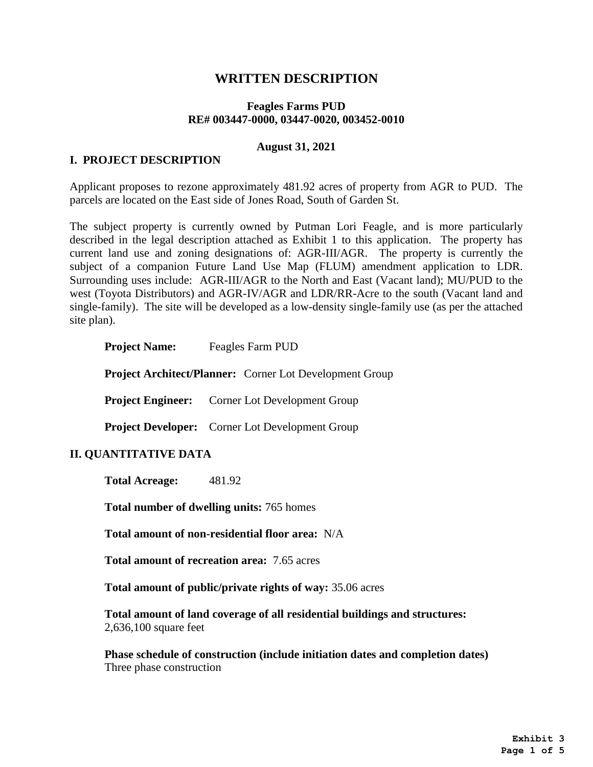# WRITTEN DESCRIPTION

**Feagles Farms PUD**
**RE# 003447-0000, 03447-0020, 003452-0010**

**August 31, 2021**

## I. PROJECT DESCRIPTION

Applicant proposes to rezone approximately 481.92 acres of property from AGR to PUD. The parcels are located on the East side of Jones Road, South of Garden St.

The subject property is currently owned by Putman Lori Feagle, and is more particularly described in the legal description attached as Exhibit 1 to this application. The property has current land use and zoning designations of: AGR-III/AGR. The property is currently the subject of a companion Future Land Use Map (FLUM) amendment application to LDR. Surrounding uses include: AGR-III/AGR to the North and East (Vacant land); MU/PUD to the west (Toyota Distributors) and AGR-IV/AGR and LDR/RR-Acre to the south (Vacant land and single-family). The site will be developed as a low-density single-family use (as per the attached site plan).

**Project Name:** Feagles Farm PUD

**Project Architect/Planner:** Corner Lot Development Group

**Project Engineer:** Corner Lot Development Group

**Project Developer:** Corner Lot Development Group

## II. QUANTITATIVE DATA

**Total Acreage:** 481.92

**Total number of dwelling units:** 765 homes

**Total amount of non-residential floor area:** N/A

**Total amount of recreation area:** 7.65 acres

**Total amount of public/private rights of way:** 35.06 acres

**Total amount of land coverage of all residential buildings and structures:**
2,636,100 square feet

**Phase schedule of construction (include initiation dates and completion dates)**
Three phase construction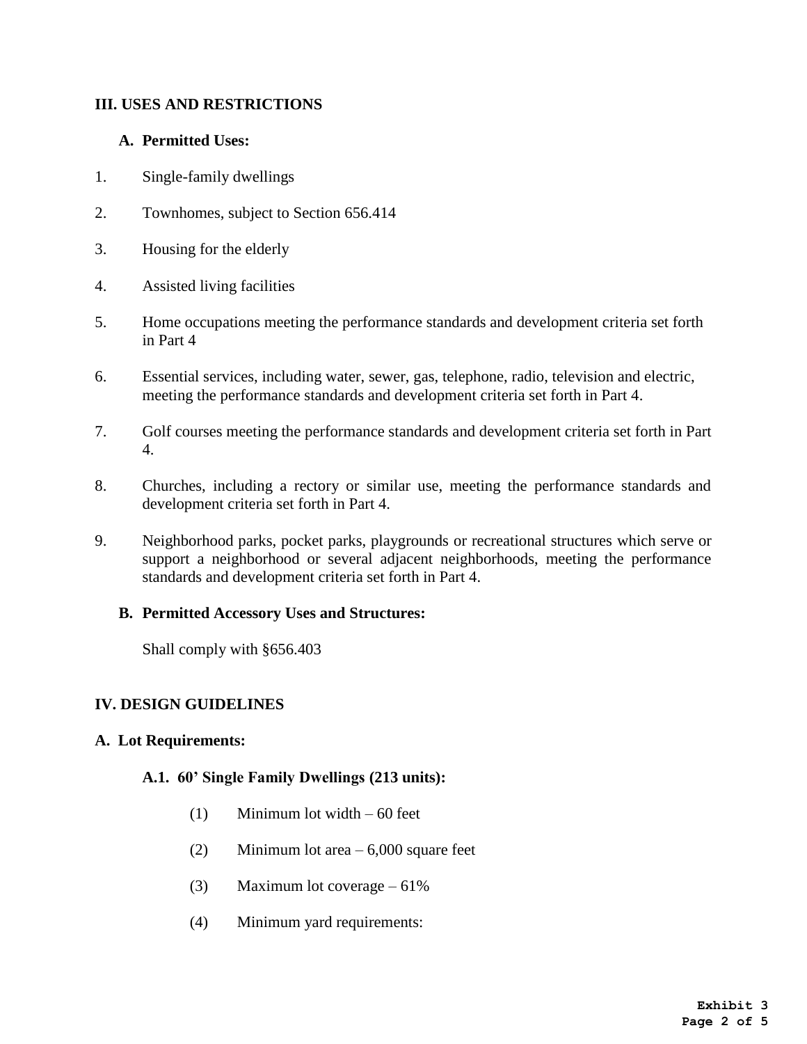## III. USES AND RESTRICTIONS

### A. Permitted Uses:

1. Single-family dwellings
2. Townhomes, subject to Section 656.414
3. Housing for the elderly
4. Assisted living facilities
5. Home occupations meeting the performance standards and development criteria set forth in Part 4
6. Essential services, including water, sewer, gas, telephone, radio, television and electric, meeting the performance standards and development criteria set forth in Part 4.
7. Golf courses meeting the performance standards and development criteria set forth in Part 4.
8. Churches, including a rectory or similar use, meeting the performance standards and development criteria set forth in Part 4.
9. Neighborhood parks, pocket parks, playgrounds or recreational structures which serve or support a neighborhood or several adjacent neighborhoods, meeting the performance standards and development criteria set forth in Part 4.

### B. Permitted Accessory Uses and Structures:

Shall comply with §656.403

## IV. DESIGN GUIDELINES

### A. Lot Requirements:

#### A.1. 60' Single Family Dwellings (213 units):

(1) Minimum lot width – 60 feet

(2) Minimum lot area – 6,000 square feet

(3) Maximum lot coverage – 61%

(4) Minimum yard requirements: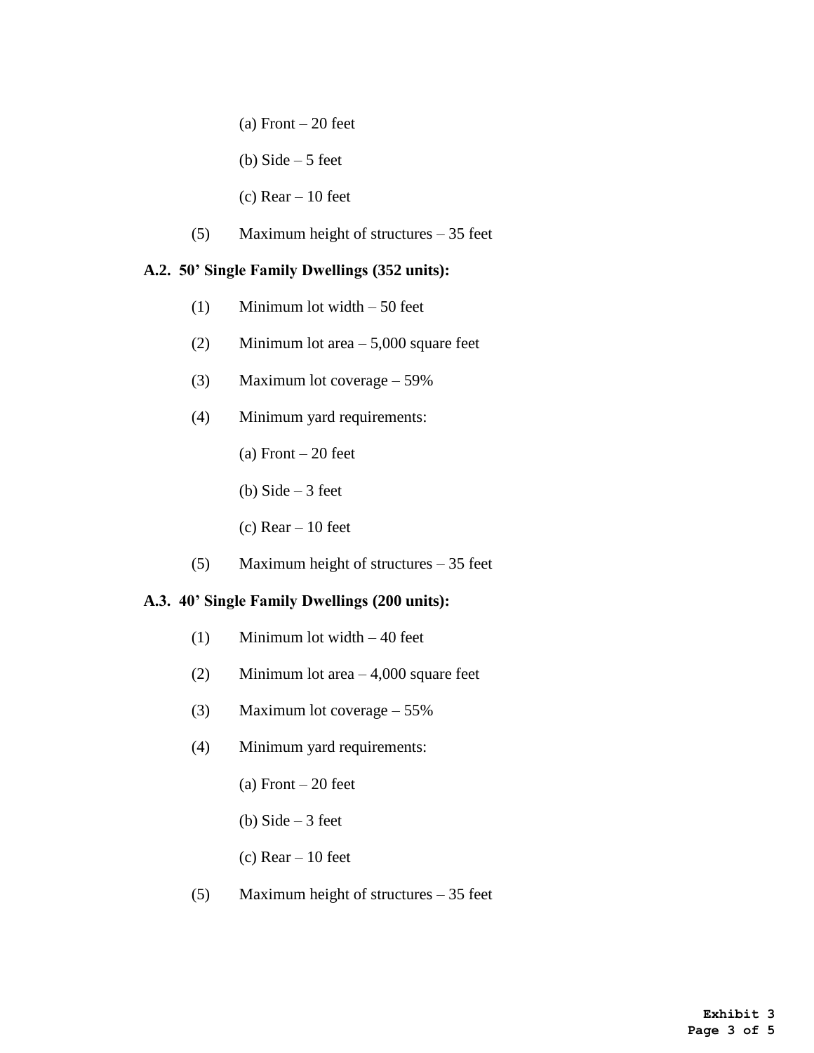(a) Front – 20 feet

(b) Side – 5 feet

(c) Rear – 10 feet

(5) Maximum height of structures – 35 feet

**A.2. 50' Single Family Dwellings (352 units):**

(1) Minimum lot width – 50 feet

(2) Minimum lot area – 5,000 square feet

(3) Maximum lot coverage – 59%

(4) Minimum yard requirements:

(a) Front – 20 feet

(b) Side – 3 feet

(c) Rear – 10 feet

(5) Maximum height of structures – 35 feet

**A.3. 40' Single Family Dwellings (200 units):**

(1) Minimum lot width – 40 feet

(2) Minimum lot area – 4,000 square feet

(3) Maximum lot coverage – 55%

(4) Minimum yard requirements:

(a) Front – 20 feet

(b) Side – 3 feet

(c) Rear – 10 feet

(5) Maximum height of structures – 35 feet

**Exhibit 3**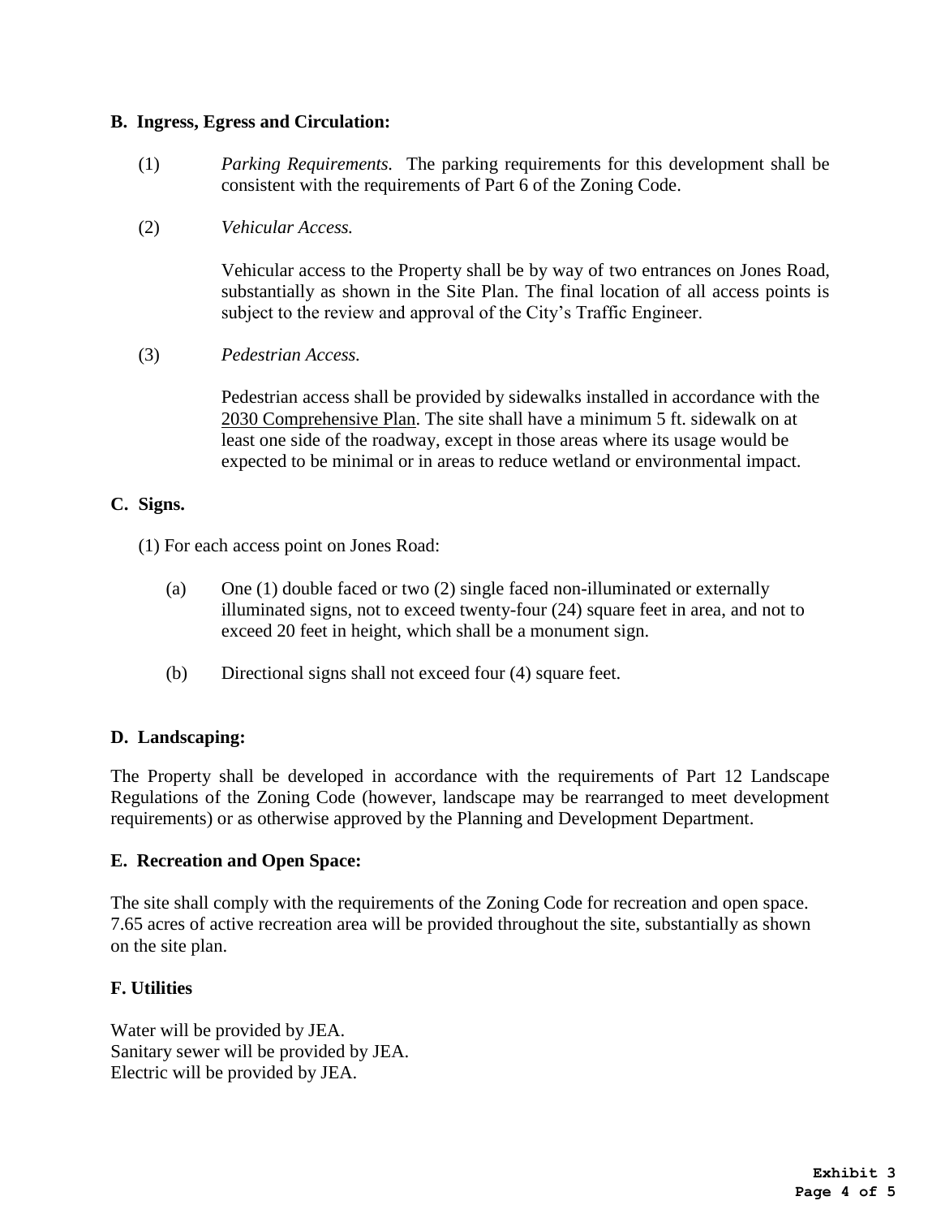**B. Ingress, Egress and Circulation:**

(1) *Parking Requirements.* The parking requirements for this development shall be consistent with the requirements of Part 6 of the Zoning Code.

(2) *Vehicular Access.*

Vehicular access to the Property shall be by way of two entrances on Jones Road, substantially as shown in the Site Plan. The final location of all access points is subject to the review and approval of the City's Traffic Engineer.

(3) *Pedestrian Access.*

Pedestrian access shall be provided by sidewalks installed in accordance with the 2030 Comprehensive Plan. The site shall have a minimum 5 ft. sidewalk on at least one side of the roadway, except in those areas where its usage would be expected to be minimal or in areas to reduce wetland or environmental impact.

**C. Signs.**

(1) For each access point on Jones Road:

(a) One (1) double faced or two (2) single faced non-illuminated or externally illuminated signs, not to exceed twenty-four (24) square feet in area, and not to exceed 20 feet in height, which shall be a monument sign.

(b) Directional signs shall not exceed four (4) square feet.

**D. Landscaping:**

The Property shall be developed in accordance with the requirements of Part 12 Landscape Regulations of the Zoning Code (however, landscape may be rearranged to meet development requirements) or as otherwise approved by the Planning and Development Department.

**E. Recreation and Open Space:**

The site shall comply with the requirements of the Zoning Code for recreation and open space. 7.65 acres of active recreation area will be provided throughout the site, substantially as shown on the site plan.

**F. Utilities**

Water will be provided by JEA.
Sanitary sewer will be provided by JEA.
Electric will be provided by JEA.

**Exhibit 3**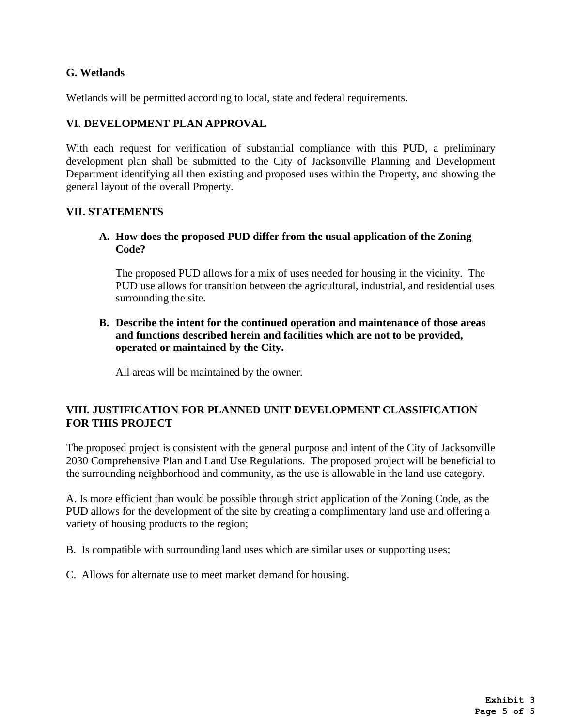### G. Wetlands

Wetlands will be permitted according to local, state and federal requirements.

## VI. DEVELOPMENT PLAN APPROVAL

With each request for verification of substantial compliance with this PUD, a preliminary development plan shall be submitted to the City of Jacksonville Planning and Development Department identifying all then existing and proposed uses within the Property, and showing the general layout of the overall Property.

## VII. STATEMENTS

**A. How does the proposed PUD differ from the usual application of the Zoning Code?**

The proposed PUD allows for a mix of uses needed for housing in the vicinity. The PUD use allows for transition between the agricultural, industrial, and residential uses surrounding the site.

**B. Describe the intent for the continued operation and maintenance of those areas and functions described herein and facilities which are not to be provided, operated or maintained by the City.**

All areas will be maintained by the owner.

## VIII. JUSTIFICATION FOR PLANNED UNIT DEVELOPMENT CLASSIFICATION FOR THIS PROJECT

The proposed project is consistent with the general purpose and intent of the City of Jacksonville 2030 Comprehensive Plan and Land Use Regulations. The proposed project will be beneficial to the surrounding neighborhood and community, as the use is allowable in the land use category.

A. Is more efficient than would be possible through strict application of the Zoning Code, as the PUD allows for the development of the site by creating a complimentary land use and offering a variety of housing products to the region;

B. Is compatible with surrounding land uses which are similar uses or supporting uses;

C. Allows for alternate use to meet market demand for housing.

**Exhibit 3**